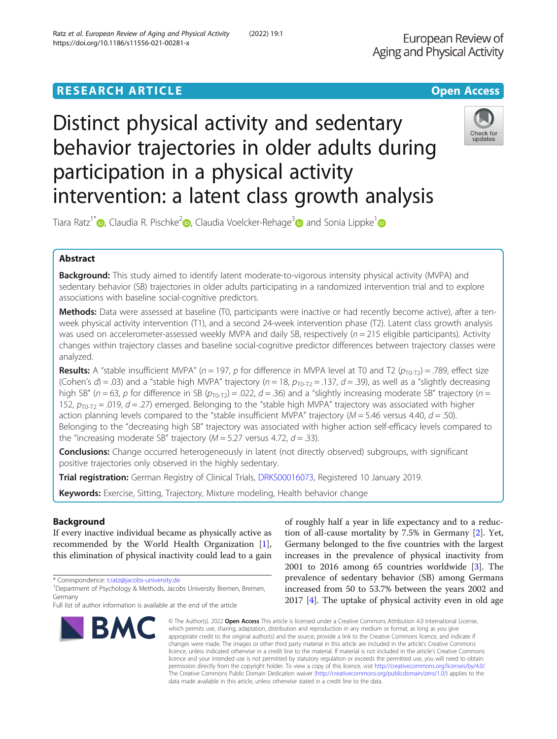RESEARCH ARTICLE

Open Access

# Distinct physical activity and sedentary behavior trajectories in older adults during participation in a physical activity intervention: a latent class growth analysis

Tiara Ratz[1*], Claudia R. Pischke[2], Claudia Voelcker-Rehage[3] and Sonia Lippke[1]

## Abstract

**Background:** This study aimed to identify latent moderate-to-vigorous intensity physical activity (MVPA) and sedentary behavior (SB) trajectories in older adults participating in a randomized intervention trial and to explore associations with baseline social-cognitive predictors.

**Methods:** Data were assessed at baseline (T0, participants were inactive or had recently become active), after a ten-week physical activity intervention (T1), and a second 24-week intervention phase (T2). Latent class growth analysis was used on accelerometer-assessed weekly MVPA and daily SB, respectively ($n = 215$ eligible participants). Activity changes within trajectory classes and baseline social-cognitive predictor differences between trajectory classes were analyzed.

**Results:** A "stable insufficient MVPA" ($n = 197$, $p$ for difference in MVPA level at T0 and T2 ($p_{T0\text{-}T2}$) = .789, effect size (Cohen's $d$) = .03) and a "stable high MVPA" trajectory ($n = 18$, $p_{T0\text{-}T2}$ = .137, $d$ = .39), as well as a "slightly decreasing high SB" ($n = 63$, $p$ for difference in SB ($p_{T0\text{-}T2}$) = .022, $d$ = .36) and a "slightly increasing moderate SB" trajectory ($n$ = 152, $p_{T0\text{-}T2}$ = .019, $d$ = .27) emerged. Belonging to the "stable high MVPA" trajectory was associated with higher action planning levels compared to the "stable insufficient MVPA" trajectory ($M$ = 5.46 versus 4.40, $d$ = .50). Belonging to the "decreasing high SB" trajectory was associated with higher action self-efficacy levels compared to the "increasing moderate SB" trajectory ($M$ = 5.27 versus 4.72, $d$ = .33).

**Conclusions:** Change occurred heterogeneously in latent (not directly observed) subgroups, with significant positive trajectories only observed in the highly sedentary.

**Trial registration:** German Registry of Clinical Trials, DRKS00016073, Registered 10 January 2019.

**Keywords:** Exercise, Sitting, Trajectory, Mixture modeling, Health behavior change

## Background

If every inactive individual became as physically active as recommended by the World Health Organization [1], this elimination of physical inactivity could lead to a gain of roughly half a year in life expectancy and to a reduction of all-cause mortality by 7.5% in Germany [2]. Yet, Germany belonged to the five countries with the largest increases in the prevalence of physical inactivity from 2001 to 2016 among 65 countries worldwide [3]. The prevalence of sedentary behavior (SB) among Germans increased from 50 to 53.7% between the years 2002 and 2017 [4]. The uptake of physical activity even in old age

\* Correspondence: t.ratz@jacobs-university.de
[1]Department of Psychology & Methods, Jacobs University Bremen, Bremen, Germany
Full list of author information is available at the end of the article

© The Author(s). 2022 **Open Access** This article is licensed under a Creative Commons Attribution 4.0 International License, which permits use, sharing, adaptation, distribution and reproduction in any medium or format, as long as you give appropriate credit to the original author(s) and the source, provide a link to the Creative Commons licence, and indicate if changes were made. The images or other third party material in this article are included in the article's Creative Commons licence, unless indicated otherwise in a credit line to the material. If material is not included in the article's Creative Commons licence and your intended use is not permitted by statutory regulation or exceeds the permitted use, you will need to obtain permission directly from the copyright holder. To view a copy of this licence, visit http://creativecommons.org/licenses/by/4.0/. The Creative Commons Public Domain Dedication waiver (http://creativecommons.org/publicdomain/zero/1.0/) applies to the data made available in this article, unless otherwise stated in a credit line to the data.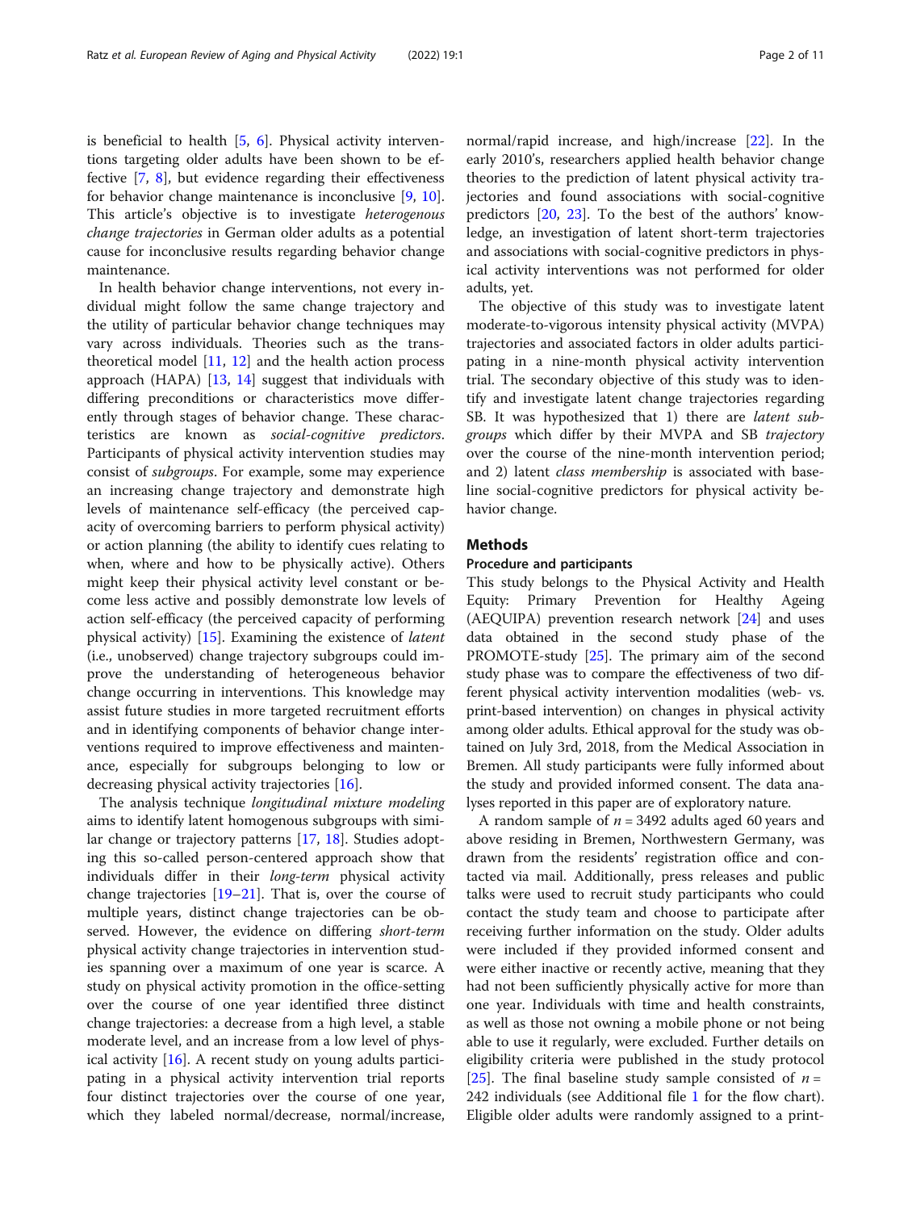is beneficial to health [5, 6]. Physical activity interventions targeting older adults have been shown to be effective [7, 8], but evidence regarding their effectiveness for behavior change maintenance is inconclusive [9, 10]. This article's objective is to investigate *heterogenous change trajectories* in German older adults as a potential cause for inconclusive results regarding behavior change maintenance.

In health behavior change interventions, not every individual might follow the same change trajectory and the utility of particular behavior change techniques may vary across individuals. Theories such as the transtheoretical model [11, 12] and the health action process approach (HAPA) [13, 14] suggest that individuals with differing preconditions or characteristics move differently through stages of behavior change. These characteristics are known as *social-cognitive predictors*. Participants of physical activity intervention studies may consist of *subgroups*. For example, some may experience an increasing change trajectory and demonstrate high levels of maintenance self-efficacy (the perceived capacity of overcoming barriers to perform physical activity) or action planning (the ability to identify cues relating to when, where and how to be physically active). Others might keep their physical activity level constant or become less active and possibly demonstrate low levels of action self-efficacy (the perceived capacity of performing physical activity) [15]. Examining the existence of *latent* (i.e., unobserved) change trajectory subgroups could improve the understanding of heterogeneous behavior change occurring in interventions. This knowledge may assist future studies in more targeted recruitment efforts and in identifying components of behavior change interventions required to improve effectiveness and maintenance, especially for subgroups belonging to low or decreasing physical activity trajectories [16].

The analysis technique *longitudinal mixture modeling* aims to identify latent homogenous subgroups with similar change or trajectory patterns [17, 18]. Studies adopting this so-called person-centered approach show that individuals differ in their *long-term* physical activity change trajectories [19–21]. That is, over the course of multiple years, distinct change trajectories can be observed. However, the evidence on differing *short-term* physical activity change trajectories in intervention studies spanning over a maximum of one year is scarce. A study on physical activity promotion in the office-setting over the course of one year identified three distinct change trajectories: a decrease from a high level, a stable moderate level, and an increase from a low level of physical activity [16]. A recent study on young adults participating in a physical activity intervention trial reports four distinct trajectories over the course of one year, which they labeled normal/decrease, normal/increase, normal/rapid increase, and high/increase [22]. In the early 2010's, researchers applied health behavior change theories to the prediction of latent physical activity trajectories and found associations with social-cognitive predictors [20, 23]. To the best of the authors' knowledge, an investigation of latent short-term trajectories and associations with social-cognitive predictors in physical activity interventions was not performed for older adults, yet.

The objective of this study was to investigate latent moderate-to-vigorous intensity physical activity (MVPA) trajectories and associated factors in older adults participating in a nine-month physical activity intervention trial. The secondary objective of this study was to identify and investigate latent change trajectories regarding SB. It was hypothesized that 1) there are *latent subgroups* which differ by their MVPA and SB *trajectory* over the course of the nine-month intervention period; and 2) latent *class membership* is associated with baseline social-cognitive predictors for physical activity behavior change.

## Methods

### Procedure and participants

This study belongs to the Physical Activity and Health Equity: Primary Prevention for Healthy Ageing (AEQUIPA) prevention research network [24] and uses data obtained in the second study phase of the PROMOTE-study [25]. The primary aim of the second study phase was to compare the effectiveness of two different physical activity intervention modalities (web- vs. print-based intervention) on changes in physical activity among older adults. Ethical approval for the study was obtained on July 3rd, 2018, from the Medical Association in Bremen. All study participants were fully informed about the study and provided informed consent. The data analyses reported in this paper are of exploratory nature.

A random sample of $n = 3492$ adults aged 60 years and above residing in Bremen, Northwestern Germany, was drawn from the residents' registration office and contacted via mail. Additionally, press releases and public talks were used to recruit study participants who could contact the study team and choose to participate after receiving further information on the study. Older adults were included if they provided informed consent and were either inactive or recently active, meaning that they had not been sufficiently physically active for more than one year. Individuals with time and health constraints, as well as those not owning a mobile phone or not being able to use it regularly, were excluded. Further details on eligibility criteria were published in the study protocol [25]. The final baseline study sample consisted of $n = 242$ individuals (see Additional file 1 for the flow chart). Eligible older adults were randomly assigned to a print-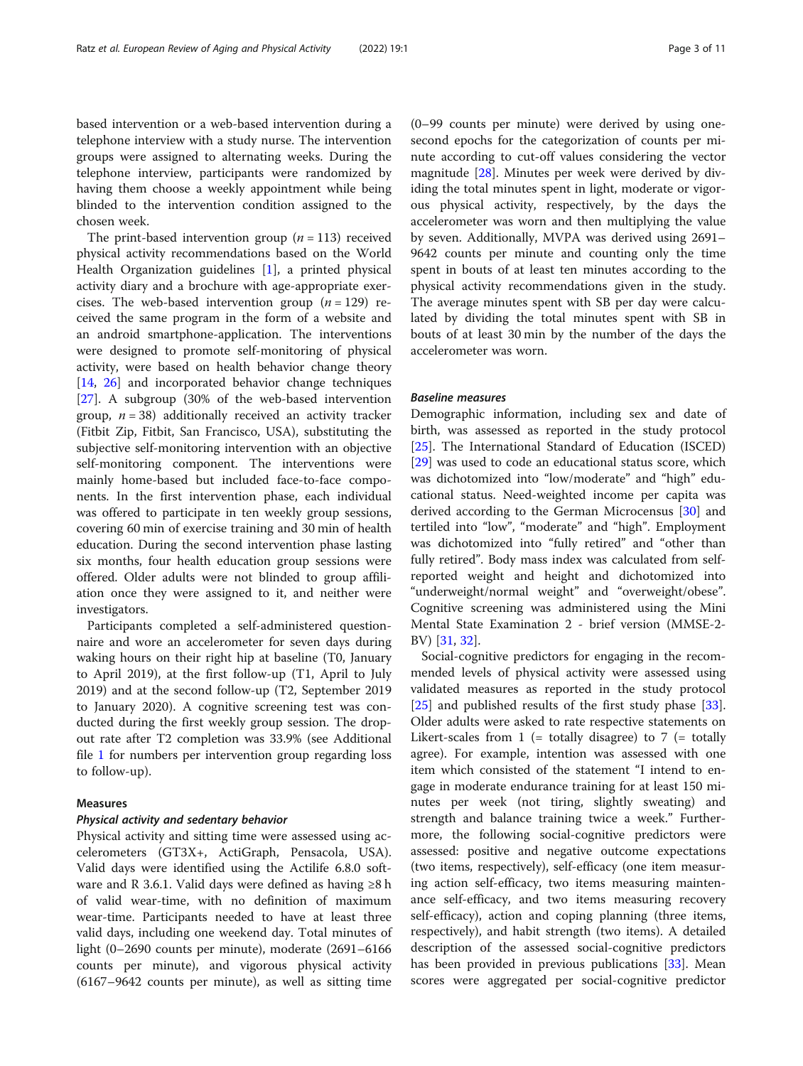based intervention or a web-based intervention during a telephone interview with a study nurse. The intervention groups were assigned to alternating weeks. During the telephone interview, participants were randomized by having them choose a weekly appointment while being blinded to the intervention condition assigned to the chosen week.

The print-based intervention group ($n = 113$) received physical activity recommendations based on the World Health Organization guidelines [1], a printed physical activity diary and a brochure with age-appropriate exercises. The web-based intervention group ($n = 129$) received the same program in the form of a website and an android smartphone-application. The interventions were designed to promote self-monitoring of physical activity, were based on health behavior change theory [14, 26] and incorporated behavior change techniques [27]. A subgroup (30% of the web-based intervention group, $n = 38$) additionally received an activity tracker (Fitbit Zip, Fitbit, San Francisco, USA), substituting the subjective self-monitoring intervention with an objective self-monitoring component. The interventions were mainly home-based but included face-to-face components. In the first intervention phase, each individual was offered to participate in ten weekly group sessions, covering 60 min of exercise training and 30 min of health education. During the second intervention phase lasting six months, four health education group sessions were offered. Older adults were not blinded to group affiliation once they were assigned to it, and neither were investigators.

Participants completed a self-administered questionnaire and wore an accelerometer for seven days during waking hours on their right hip at baseline (T0, January to April 2019), at the first follow-up (T1, April to July 2019) and at the second follow-up (T2, September 2019 to January 2020). A cognitive screening test was conducted during the first weekly group session. The dropout rate after T2 completion was 33.9% (see Additional file 1 for numbers per intervention group regarding loss to follow-up).

### Measures

#### *Physical activity and sedentary behavior*

Physical activity and sitting time were assessed using accelerometers (GT3X+, ActiGraph, Pensacola, USA). Valid days were identified using the Actilife 6.8.0 software and R 3.6.1. Valid days were defined as having ≥8 h of valid wear-time, with no definition of maximum wear-time. Participants needed to have at least three valid days, including one weekend day. Total minutes of light (0–2690 counts per minute), moderate (2691–6166 counts per minute), and vigorous physical activity (6167–9642 counts per minute), as well as sitting time (0–99 counts per minute) were derived by using one-second epochs for the categorization of counts per minute according to cut-off values considering the vector magnitude [28]. Minutes per week were derived by dividing the total minutes spent in light, moderate or vigorous physical activity, respectively, by the days the accelerometer was worn and then multiplying the value by seven. Additionally, MVPA was derived using 2691–9642 counts per minute and counting only the time spent in bouts of at least ten minutes according to the physical activity recommendations given in the study. The average minutes spent with SB per day were calculated by dividing the total minutes spent with SB in bouts of at least 30 min by the number of the days the accelerometer was worn.

#### *Baseline measures*

Demographic information, including sex and date of birth, was assessed as reported in the study protocol [25]. The International Standard of Education (ISCED) [29] was used to code an educational status score, which was dichotomized into "low/moderate" and "high" educational status. Need-weighted income per capita was derived according to the German Microcensus [30] and tertiled into "low", "moderate" and "high". Employment was dichotomized into "fully retired" and "other than fully retired". Body mass index was calculated from self-reported weight and height and dichotomized into "underweight/normal weight" and "overweight/obese". Cognitive screening was administered using the Mini Mental State Examination 2 - brief version (MMSE-2-BV) [31, 32].

Social-cognitive predictors for engaging in the recommended levels of physical activity were assessed using validated measures as reported in the study protocol [25] and published results of the first study phase [33]. Older adults were asked to rate respective statements on Likert-scales from 1 (= totally disagree) to 7 (= totally agree). For example, intention was assessed with one item which consisted of the statement "I intend to engage in moderate endurance training for at least 150 minutes per week (not tiring, slightly sweating) and strength and balance training twice a week." Furthermore, the following social-cognitive predictors were assessed: positive and negative outcome expectations (two items, respectively), self-efficacy (one item measuring action self-efficacy, two items measuring maintenance self-efficacy, and two items measuring recovery self-efficacy), action and coping planning (three items, respectively), and habit strength (two items). A detailed description of the assessed social-cognitive predictors has been provided in previous publications [33]. Mean scores were aggregated per social-cognitive predictor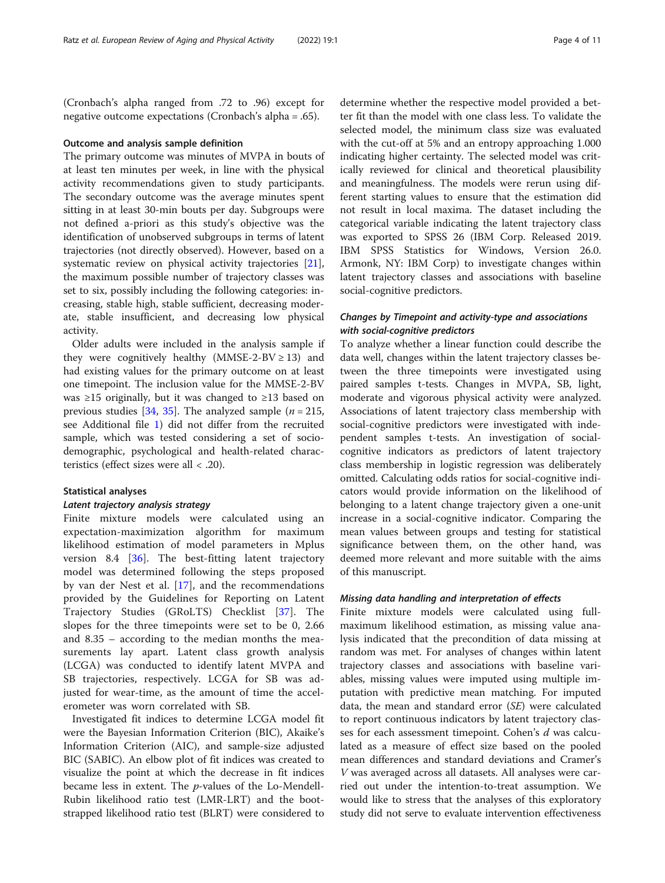(Cronbach's alpha ranged from .72 to .96) except for negative outcome expectations (Cronbach's alpha = .65).

### Outcome and analysis sample definition

The primary outcome was minutes of MVPA in bouts of at least ten minutes per week, in line with the physical activity recommendations given to study participants. The secondary outcome was the average minutes spent sitting in at least 30-min bouts per day. Subgroups were not defined a-priori as this study's objective was the identification of unobserved subgroups in terms of latent trajectories (not directly observed). However, based on a systematic review on physical activity trajectories [21], the maximum possible number of trajectory classes was set to six, possibly including the following categories: increasing, stable high, stable sufficient, decreasing moderate, stable insufficient, and decreasing low physical activity.

Older adults were included in the analysis sample if they were cognitively healthy (MMSE-2-BV ≥ 13) and had existing values for the primary outcome on at least one timepoint. The inclusion value for the MMSE-2-BV was ≥15 originally, but it was changed to ≥13 based on previous studies [34, 35]. The analyzed sample ($n = 215$, see Additional file 1) did not differ from the recruited sample, which was tested considering a set of sociodemographic, psychological and health-related characteristics (effect sizes were all < .20).

### Statistical analyses

#### *Latent trajectory analysis strategy*

Finite mixture models were calculated using an expectation-maximization algorithm for maximum likelihood estimation of model parameters in Mplus version 8.4 [36]. The best-fitting latent trajectory model was determined following the steps proposed by van der Nest et al. [17], and the recommendations provided by the Guidelines for Reporting on Latent Trajectory Studies (GRoLTS) Checklist [37]. The slopes for the three timepoints were set to be 0, 2.66 and 8.35 – according to the median months the measurements lay apart. Latent class growth analysis (LCGA) was conducted to identify latent MVPA and SB trajectories, respectively. LCGA for SB was adjusted for wear-time, as the amount of time the accelerometer was worn correlated with SB.

Investigated fit indices to determine LCGA model fit were the Bayesian Information Criterion (BIC), Akaike's Information Criterion (AIC), and sample-size adjusted BIC (SABIC). An elbow plot of fit indices was created to visualize the point at which the decrease in fit indices became less in extent. The *p*-values of the Lo-Mendell-Rubin likelihood ratio test (LMR-LRT) and the bootstrapped likelihood ratio test (BLRT) were considered to determine whether the respective model provided a better fit than the model with one class less. To validate the selected model, the minimum class size was evaluated with the cut-off at 5% and an entropy approaching 1.000 indicating higher certainty. The selected model was critically reviewed for clinical and theoretical plausibility and meaningfulness. The models were rerun using different starting values to ensure that the estimation did not result in local maxima. The dataset including the categorical variable indicating the latent trajectory class was exported to SPSS 26 (IBM Corp. Released 2019. IBM SPSS Statistics for Windows, Version 26.0. Armonk, NY: IBM Corp) to investigate changes within latent trajectory classes and associations with baseline social-cognitive predictors.

#### *Changes by Timepoint and activity-type and associations with social-cognitive predictors*

To analyze whether a linear function could describe the data well, changes within the latent trajectory classes between the three timepoints were investigated using paired samples t-tests. Changes in MVPA, SB, light, moderate and vigorous physical activity were analyzed. Associations of latent trajectory class membership with social-cognitive predictors were investigated with independent samples t-tests. An investigation of social-cognitive indicators as predictors of latent trajectory class membership in logistic regression was deliberately omitted. Calculating odds ratios for social-cognitive indicators would provide information on the likelihood of belonging to a latent change trajectory given a one-unit increase in a social-cognitive indicator. Comparing the mean values between groups and testing for statistical significance between them, on the other hand, was deemed more relevant and more suitable with the aims of this manuscript.

#### *Missing data handling and interpretation of effects*

Finite mixture models were calculated using full-maximum likelihood estimation, as missing value analysis indicated that the precondition of data missing at random was met. For analyses of changes within latent trajectory classes and associations with baseline variables, missing values were imputed using multiple imputation with predictive mean matching. For imputed data, the mean and standard error (*SE*) were calculated to report continuous indicators by latent trajectory classes for each assessment timepoint. Cohen's $d$ was calculated as a measure of effect size based on the pooled mean differences and standard deviations and Cramer's $V$ was averaged across all datasets. All analyses were carried out under the intention-to-treat assumption. We would like to stress that the analyses of this exploratory study did not serve to evaluate intervention effectiveness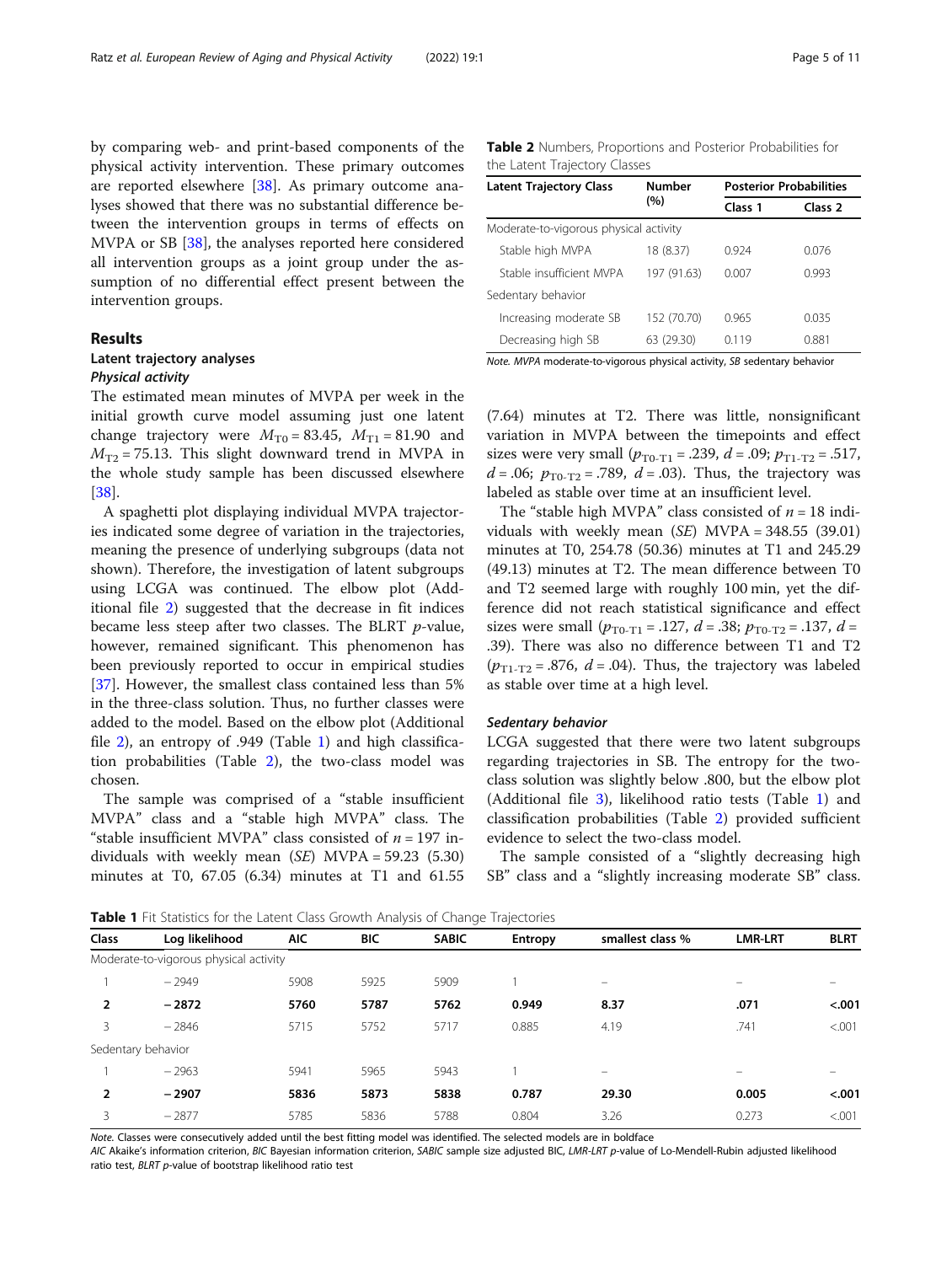by comparing web- and print-based components of the physical activity intervention. These primary outcomes are reported elsewhere [38]. As primary outcome analyses showed that there was no substantial difference between the intervention groups in terms of effects on MVPA or SB [38], the analyses reported here considered all intervention groups as a joint group under the assumption of no differential effect present between the intervention groups.

## Results

### Latent trajectory analyses

#### *Physical activity*

The estimated mean minutes of MVPA per week in the initial growth curve model assuming just one latent change trajectory were $M_{T0} = 83.45$, $M_{T1} = 81.90$ and $M_{T2} = 75.13$. This slight downward trend in MVPA in the whole study sample has been discussed elsewhere [38].

A spaghetti plot displaying individual MVPA trajectories indicated some degree of variation in the trajectories, meaning the presence of underlying subgroups (data not shown). Therefore, the investigation of latent subgroups using LCGA was continued. The elbow plot (Additional file 2) suggested that the decrease in fit indices became less steep after two classes. The BLRT *p*-value, however, remained significant. This phenomenon has been previously reported to occur in empirical studies [37]. However, the smallest class contained less than 5% in the three-class solution. Thus, no further classes were added to the model. Based on the elbow plot (Additional file 2), an entropy of .949 (Table 1) and high classification probabilities (Table 2), the two-class model was chosen.

The sample was comprised of a "stable insufficient MVPA" class and a "stable high MVPA" class. The "stable insufficient MVPA" class consisted of $n = 197$ individuals with weekly mean (*SE*) MVPA = 59.23 (5.30) minutes at T0, 67.05 (6.34) minutes at T1 and 61.55 (7.64) minutes at T2. There was little, nonsignificant variation in MVPA between the timepoints and effect sizes were very small ($p_{T0\text{-}T1} = .239$, $d = .09$; $p_{T1\text{-}T2} = .517$, $d = .06$; $p_{T0\text{-}T2} = .789$, $d = .03$). Thus, the trajectory was labeled as stable over time at an insufficient level.

The "stable high MVPA" class consisted of $n = 18$ individuals with weekly mean (*SE*) MVPA = 348.55 (39.01) minutes at T0, 254.78 (50.36) minutes at T1 and 245.29 (49.13) minutes at T2. The mean difference between T0 and T2 seemed large with roughly 100 min, yet the difference did not reach statistical significance and effect sizes were small ($p_{T0\text{-}T1} = .127$, $d = .38$; $p_{T0\text{-}T2} = .137$, $d = .39$). There was also no difference between T1 and T2 ($p_{T1\text{-}T2} = .876$, $d = .04$). Thus, the trajectory was labeled as stable over time at a high level.

#### *Sedentary behavior*

LCGA suggested that there were two latent subgroups regarding trajectories in SB. The entropy for the two-class solution was slightly below .800, but the elbow plot (Additional file 3), likelihood ratio tests (Table 1) and classification probabilities (Table 2) provided sufficient evidence to select the two-class model.

The sample consisted of a "slightly decreasing high SB" class and a "slightly increasing moderate SB" class.

**Table 2** Numbers, Proportions and Posterior Probabilities for the Latent Trajectory Classes

| Latent Trajectory Class | Number (%) | Posterior Probabilities | |
|---|---|---|---|
| | | Class 1 | Class 2 |
| Moderate-to-vigorous physical activity | | | |
| Stable high MVPA | 18 (8.37) | 0.924 | 0.076 |
| Stable insufficient MVPA | 197 (91.63) | 0.007 | 0.993 |
| Sedentary behavior | | | |
| Increasing moderate SB | 152 (70.70) | 0.965 | 0.035 |
| Decreasing high SB | 63 (29.30) | 0.119 | 0.881 |

*Note. MVPA* moderate-to-vigorous physical activity, *SB* sedentary behavior

**Table 1** Fit Statistics for the Latent Class Growth Analysis of Change Trajectories

| Class | Log likelihood | AIC | BIC | SABIC | Entropy | smallest class % | LMR-LRT | BLRT |
|---|---|---|---|---|---|---|---|---|
| Moderate-to-vigorous physical activity | | | | | | | | |
| 1 | − 2949 | 5908 | 5925 | 5909 | 1 | – | – | – |
| **2** | **− 2872** | **5760** | **5787** | **5762** | **0.949** | **8.37** | **.071** | **<.001** |
| 3 | − 2846 | 5715 | 5752 | 5717 | 0.885 | 4.19 | .741 | <.001 |
| Sedentary behavior | | | | | | | | |
| 1 | − 2963 | 5941 | 5965 | 5943 | 1 | – | – | – |
| **2** | **− 2907** | **5836** | **5873** | **5838** | **0.787** | **29.30** | **0.005** | **<.001** |
| 3 | − 2877 | 5785 | 5836 | 5788 | 0.804 | 3.26 | 0.273 | <.001 |

*Note.* Classes were consecutively added until the best fitting model was identified. The selected models are in boldface

*AIC* Akaike's information criterion, *BIC* Bayesian information criterion, *SABIC* sample size adjusted BIC, *LMR-LRT* *p*-value of Lo-Mendell-Rubin adjusted likelihood ratio test, *BLRT* *p*-value of bootstrap likelihood ratio test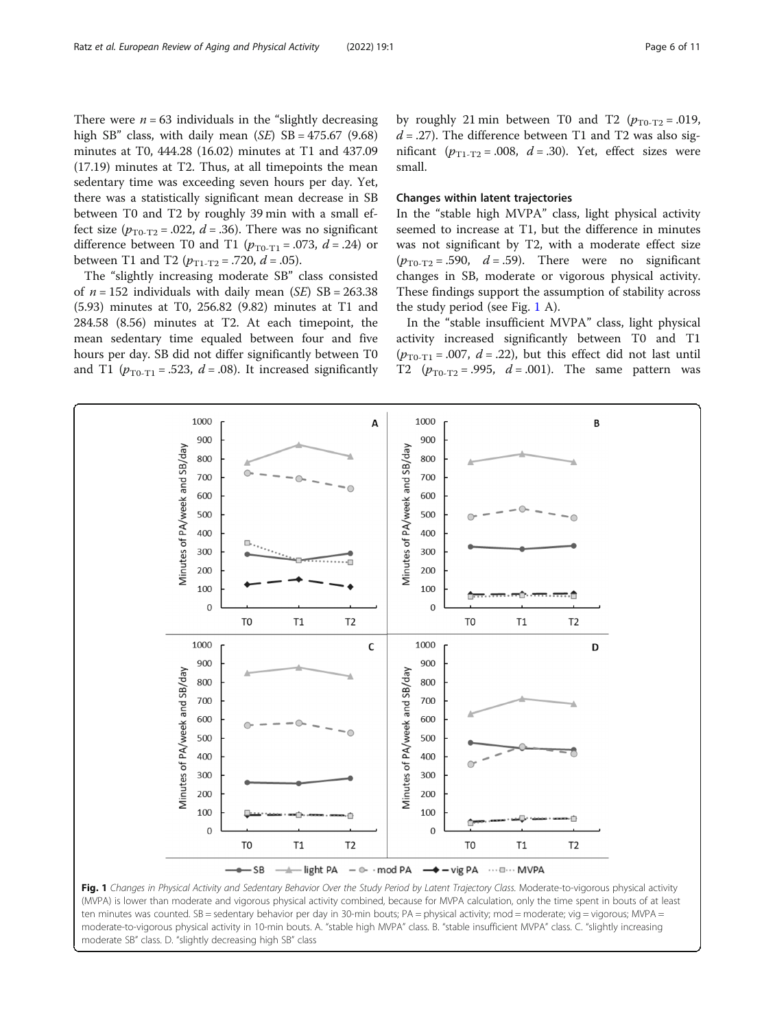There were $n = 63$ individuals in the "slightly decreasing high SB" class, with daily mean (*SE*) SB = 475.67 (9.68) minutes at T0, 444.28 (16.02) minutes at T1 and 437.09 (17.19) minutes at T2. Thus, at all timepoints the mean sedentary time was exceeding seven hours per day. Yet, there was a statistically significant mean decrease in SB between T0 and T2 by roughly 39 min with a small effect size ($p_{T0\text{-}T2} = .022$, $d = .36$). There was no significant difference between T0 and T1 ($p_{T0\text{-}T1} = .073$, $d = .24$) or between T1 and T2 ($p_{T1\text{-}T2} = .720$, $d = .05$).

The "slightly increasing moderate SB" class consisted of $n = 152$ individuals with daily mean (*SE*) SB = 263.38 (5.93) minutes at T0, 256.82 (9.82) minutes at T1 and 284.58 (8.56) minutes at T2. At each timepoint, the mean sedentary time equaled between four and five hours per day. SB did not differ significantly between T0 and T1 ($p_{T0\text{-}T1} = .523$, $d = .08$). It increased significantly by roughly 21 min between T0 and T2 ($p_{T0\text{-}T2} = .019$, $d = .27$). The difference between T1 and T2 was also significant ($p_{T1\text{-}T2} = .008$, $d = .30$). Yet, effect sizes were small.

### Changes within latent trajectories

In the "stable high MVPA" class, light physical activity seemed to increase at T1, but the difference in minutes was not significant by T2, with a moderate effect size ($p_{T0\text{-}T2} = .590$, $d = .59$). There were no significant changes in SB, moderate or vigorous physical activity. These findings support the assumption of stability across the study period (see Fig. 1 A).

In the "stable insufficient MVPA" class, light physical activity increased significantly between T0 and T1 ($p_{T0\text{-}T1} = .007$, $d = .22$), but this effect did not last until T2 ($p_{T0\text{-}T2} = .995$, $d = .001$). The same pattern was

**Fig. 1** *Changes in Physical Activity and Sedentary Behavior Over the Study Period by Latent Trajectory Class.* Moderate-to-vigorous physical activity (MVPA) is lower than moderate and vigorous physical activity combined, because for MVPA calculation, only the time spent in bouts of at least ten minutes was counted. SB = sedentary behavior per day in 30-min bouts; PA = physical activity; mod = moderate; vig = vigorous; MVPA = moderate-to-vigorous physical activity in 10-min bouts. A. "stable high MVPA" class. B. "stable insufficient MVPA" class. C. "slightly increasing moderate SB" class. D. "slightly decreasing high SB" class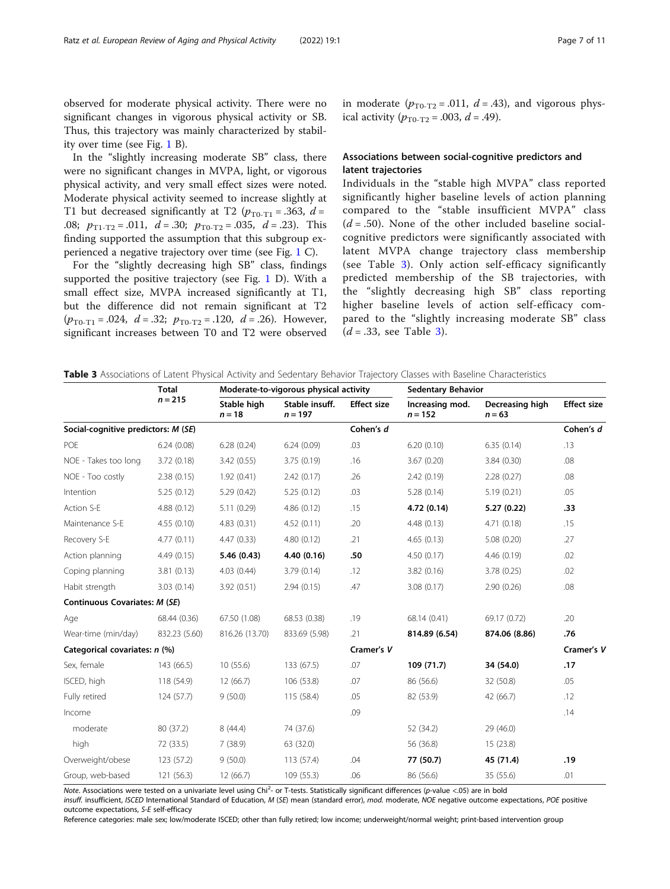observed for moderate physical activity. There were no significant changes in vigorous physical activity or SB. Thus, this trajectory was mainly characterized by stability over time (see Fig. 1 B).

In the "slightly increasing moderate SB" class, there were no significant changes in MVPA, light, or vigorous physical activity, and very small effect sizes were noted. Moderate physical activity seemed to increase slightly at T1 but decreased significantly at T2 ($p_{\text{T0-T1}} = .363$, $d = .08$; $p_{\text{T1-T2}} = .011$, $d = .30$; $p_{\text{T0-T2}} = .035$, $d = .23$). This finding supported the assumption that this subgroup experienced a negative trajectory over time (see Fig. 1 C).

For the "slightly decreasing high SB" class, findings supported the positive trajectory (see Fig. 1 D). With a small effect size, MVPA increased significantly at T1, but the difference did not remain significant at T2 ($p_{\text{T0-T1}} = .024$, $d = .32$; $p_{\text{T0-T2}} = .120$, $d = .26$). However, significant increases between T0 and T2 were observed in moderate ($p_{\text{T0-T2}} = .011$, $d = .43$), and vigorous physical activity ($p_{\text{T0-T2}} = .003$, $d = .49$).

### Associations between social-cognitive predictors and latent trajectories

Individuals in the "stable high MVPA" class reported significantly higher baseline levels of action planning compared to the "stable insufficient MVPA" class ($d = .50$). None of the other included baseline social-cognitive predictors were significantly associated with latent MVPA change trajectory class membership (see Table 3). Only action self-efficacy significantly predicted membership of the SB trajectories, with the "slightly decreasing high SB" class reporting higher baseline levels of action self-efficacy compared to the "slightly increasing moderate SB" class ($d = .33$, see Table 3).

**Table 3** Associations of Latent Physical Activity and Sedentary Behavior Trajectory Classes with Baseline Characteristics

| | Total $n = 215$ | Moderate-to-vigorous physical activity | | | Sedentary Behavior | | |
|---|---|---|---|---|---|---|---|
| | | Stable high $n = 18$ | Stable insuff. $n = 197$ | Effect size | Increasing mod. $n = 152$ | Decreasing high $n = 63$ | Effect size |
| **Social-cognitive predictors: *M* (*SE*)** | | | | Cohen's *d* | | | Cohen's *d* |
| POE | 6.24 (0.08) | 6.28 (0.24) | 6.24 (0.09) | .03 | 6.20 (0.10) | 6.35 (0.14) | .13 |
| NOE - Takes too long | 3.72 (0.18) | 3.42 (0.55) | 3.75 (0.19) | .16 | 3.67 (0.20) | 3.84 (0.30) | .08 |
| NOE - Too costly | 2.38 (0.15) | 1.92 (0.41) | 2.42 (0.17) | .26 | 2.42 (0.19) | 2.28 (0.27) | .08 |
| Intention | 5.25 (0.12) | 5.29 (0.42) | 5.25 (0.12) | .03 | 5.28 (0.14) | 5.19 (0.21) | .05 |
| Action S-E | 4.88 (0.12) | 5.11 (0.29) | 4.86 (0.12) | .15 | **4.72 (0.14)** | **5.27 (0.22)** | **.33** |
| Maintenance S-E | 4.55 (0.10) | 4.83 (0.31) | 4.52 (0.11) | .20 | 4.48 (0.13) | 4.71 (0.18) | .15 |
| Recovery S-E | 4.77 (0.11) | 4.47 (0.33) | 4.80 (0.12) | .21 | 4.65 (0.13) | 5.08 (0.20) | .27 |
| Action planning | 4.49 (0.15) | **5.46 (0.43)** | **4.40 (0.16)** | **.50** | 4.50 (0.17) | 4.46 (0.19) | .02 |
| Coping planning | 3.81 (0.13) | 4.03 (0.44) | 3.79 (0.14) | .12 | 3.82 (0.16) | 3.78 (0.25) | .02 |
| Habit strength | 3.03 (0.14) | 3.92 (0.51) | 2.94 (0.15) | .47 | 3.08 (0.17) | 2.90 (0.26) | .08 |
| **Continuous Covariates: *M* (*SE*)** | | | | | | | |
| Age | 68.44 (0.36) | 67.50 (1.08) | 68.53 (0.38) | .19 | 68.14 (0.41) | 69.17 (0.72) | .20 |
| Wear-time (min/day) | 832.23 (5.60) | 816.26 (13.70) | 833.69 (5.98) | .21 | **814.89 (6.54)** | **874.06 (8.86)** | **.76** |
| **Categorical covariates: *n* (%)** | | | | Cramer's *V* | | | Cramer's *V* |
| Sex, female | 143 (66.5) | 10 (55.6) | 133 (67.5) | .07 | **109 (71.7)** | **34 (54.0)** | **.17** |
| ISCED, high | 118 (54.9) | 12 (66.7) | 106 (53.8) | .07 | 86 (56.6) | 32 (50.8) | .05 |
| Fully retired | 124 (57.7) | 9 (50.0) | 115 (58.4) | .05 | 82 (53.9) | 42 (66.7) | .12 |
| Income | | | | .09 | | | .14 |
| moderate | 80 (37.2) | 8 (44.4) | 74 (37.6) | | 52 (34.2) | 29 (46.0) | |
| high | 72 (33.5) | 7 (38.9) | 63 (32.0) | | 56 (36.8) | 15 (23.8) | |
| Overweight/obese | 123 (57.2) | 9 (50.0) | 113 (57.4) | .04 | **77 (50.7)** | **45 (71.4)** | **.19** |
| Group, web-based | 121 (56.3) | 12 (66.7) | 109 (55.3) | .06 | 86 (56.6) | 35 (55.6) | .01 |

*Note*. Associations were tested on a univariate level using Chi$^2$- or T-tests. Statistically significant differences (*p*-value <.05) are in bold

*insuff.* insufficient, *ISCED* International Standard of Education, *M* (*SE*) mean (standard error), *mod.* moderate, *NOE* negative outcome expectations, *POE* positive outcome expectations, *S-E* self-efficacy

Reference categories: male sex; low/moderate ISCED; other than fully retired; low income; underweight/normal weight; print-based intervention group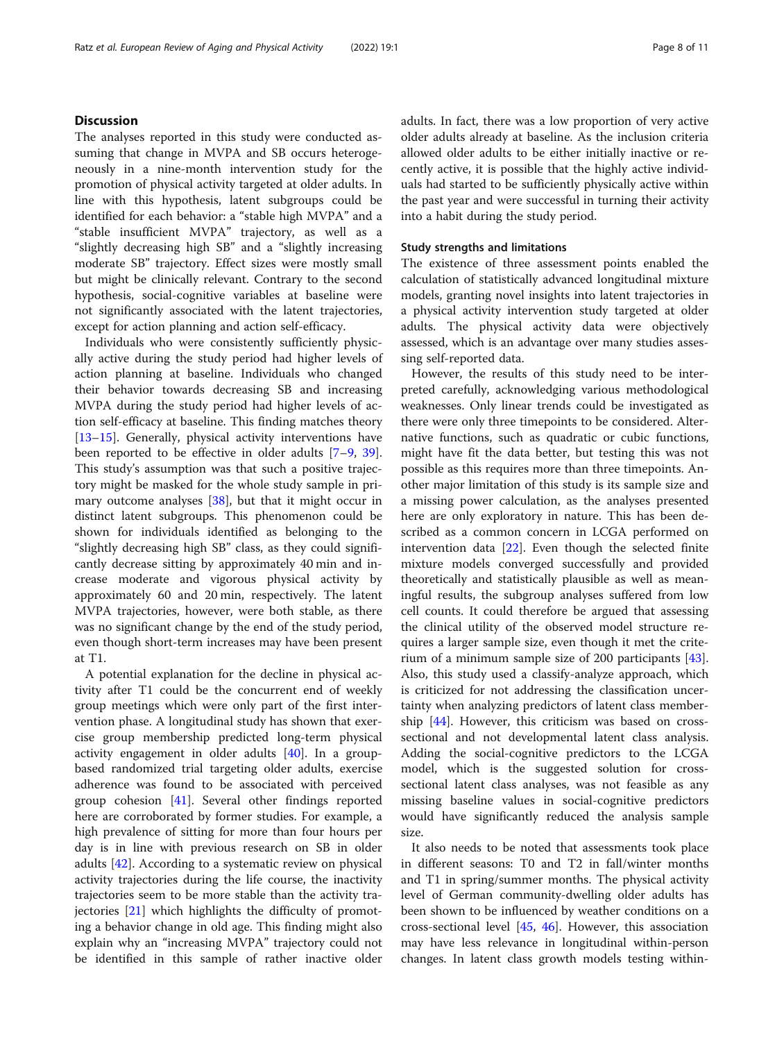## Discussion

The analyses reported in this study were conducted assuming that change in MVPA and SB occurs heterogeneously in a nine-month intervention study for the promotion of physical activity targeted at older adults. In line with this hypothesis, latent subgroups could be identified for each behavior: a "stable high MVPA" and a "stable insufficient MVPA" trajectory, as well as a "slightly decreasing high SB" and a "slightly increasing moderate SB" trajectory. Effect sizes were mostly small but might be clinically relevant. Contrary to the second hypothesis, social-cognitive variables at baseline were not significantly associated with the latent trajectories, except for action planning and action self-efficacy.

Individuals who were consistently sufficiently physically active during the study period had higher levels of action planning at baseline. Individuals who changed their behavior towards decreasing SB and increasing MVPA during the study period had higher levels of action self-efficacy at baseline. This finding matches theory [13–15]. Generally, physical activity interventions have been reported to be effective in older adults [7–9, 39]. This study's assumption was that such a positive trajectory might be masked for the whole study sample in primary outcome analyses [38], but that it might occur in distinct latent subgroups. This phenomenon could be shown for individuals identified as belonging to the "slightly decreasing high SB" class, as they could significantly decrease sitting by approximately 40 min and increase moderate and vigorous physical activity by approximately 60 and 20 min, respectively. The latent MVPA trajectories, however, were both stable, as there was no significant change by the end of the study period, even though short-term increases may have been present at T1.

A potential explanation for the decline in physical activity after T1 could be the concurrent end of weekly group meetings which were only part of the first intervention phase. A longitudinal study has shown that exercise group membership predicted long-term physical activity engagement in older adults [40]. In a group-based randomized trial targeting older adults, exercise adherence was found to be associated with perceived group cohesion [41]. Several other findings reported here are corroborated by former studies. For example, a high prevalence of sitting for more than four hours per day is in line with previous research on SB in older adults [42]. According to a systematic review on physical activity trajectories during the life course, the inactivity trajectories seem to be more stable than the activity trajectories [21] which highlights the difficulty of promoting a behavior change in old age. This finding might also explain why an "increasing MVPA" trajectory could not be identified in this sample of rather inactive older adults. In fact, there was a low proportion of very active older adults already at baseline. As the inclusion criteria allowed older adults to be either initially inactive or recently active, it is possible that the highly active individuals had started to be sufficiently physically active within the past year and were successful in turning their activity into a habit during the study period.

### Study strengths and limitations

The existence of three assessment points enabled the calculation of statistically advanced longitudinal mixture models, granting novel insights into latent trajectories in a physical activity intervention study targeted at older adults. The physical activity data were objectively assessed, which is an advantage over many studies assessing self-reported data.

However, the results of this study need to be interpreted carefully, acknowledging various methodological weaknesses. Only linear trends could be investigated as there were only three timepoints to be considered. Alternative functions, such as quadratic or cubic functions, might have fit the data better, but testing this was not possible as this requires more than three timepoints. Another major limitation of this study is its sample size and a missing power calculation, as the analyses presented here are only exploratory in nature. This has been described as a common concern in LCGA performed on intervention data [22]. Even though the selected finite mixture models converged successfully and provided theoretically and statistically plausible as well as meaningful results, the subgroup analyses suffered from low cell counts. It could therefore be argued that assessing the clinical utility of the observed model structure requires a larger sample size, even though it met the criterium of a minimum sample size of 200 participants [43]. Also, this study used a classify-analyze approach, which is criticized for not addressing the classification uncertainty when analyzing predictors of latent class membership [44]. However, this criticism was based on cross-sectional and not developmental latent class analysis. Adding the social-cognitive predictors to the LCGA model, which is the suggested solution for cross-sectional latent class analyses, was not feasible as any missing baseline values in social-cognitive predictors would have significantly reduced the analysis sample size.

It also needs to be noted that assessments took place in different seasons: T0 and T2 in fall/winter months and T1 in spring/summer months. The physical activity level of German community-dwelling older adults has been shown to be influenced by weather conditions on a cross-sectional level [45, 46]. However, this association may have less relevance in longitudinal within-person changes. In latent class growth models testing within-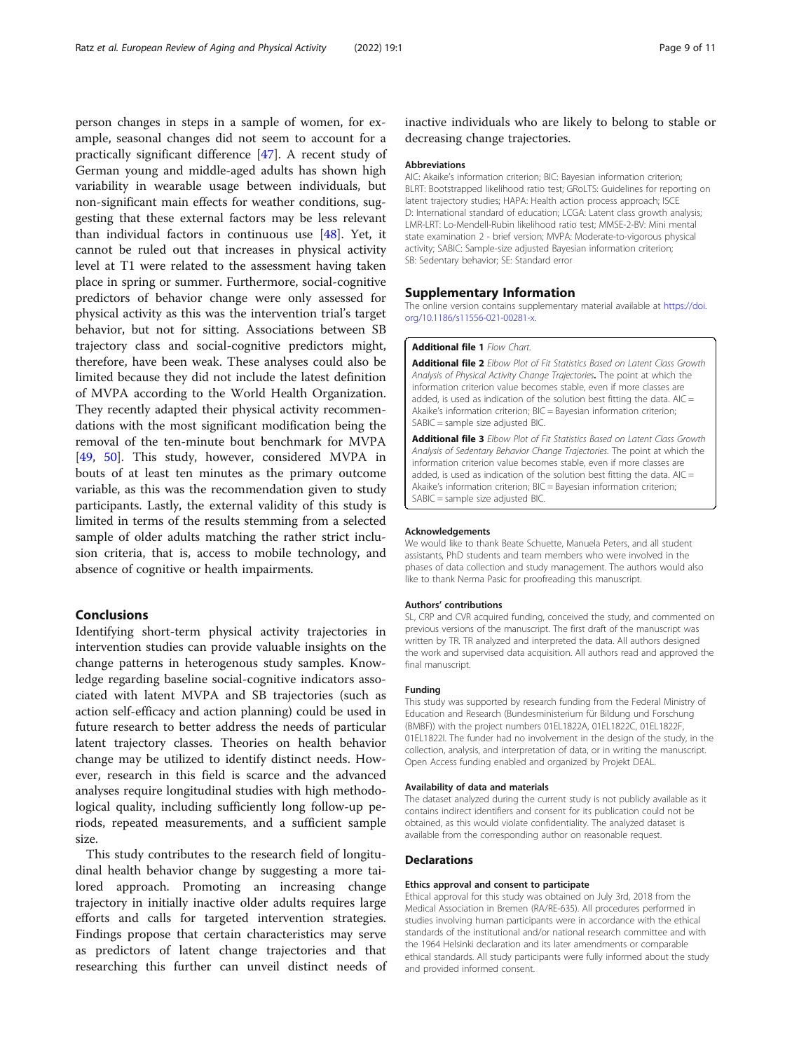person changes in steps in a sample of women, for example, seasonal changes did not seem to account for a practically significant difference [47]. A recent study of German young and middle-aged adults has shown high variability in wearable usage between individuals, but non-significant main effects for weather conditions, suggesting that these external factors may be less relevant than individual factors in continuous use [48]. Yet, it cannot be ruled out that increases in physical activity level at T1 were related to the assessment having taken place in spring or summer. Furthermore, social-cognitive predictors of behavior change were only assessed for physical activity as this was the intervention trial's target behavior, but not for sitting. Associations between SB trajectory class and social-cognitive predictors might, therefore, have been weak. These analyses could also be limited because they did not include the latest definition of MVPA according to the World Health Organization. They recently adapted their physical activity recommendations with the most significant modification being the removal of the ten-minute bout benchmark for MVPA [49, 50]. This study, however, considered MVPA in bouts of at least ten minutes as the primary outcome variable, as this was the recommendation given to study participants. Lastly, the external validity of this study is limited in terms of the results stemming from a selected sample of older adults matching the rather strict inclusion criteria, that is, access to mobile technology, and absence of cognitive or health impairments.

## Conclusions

Identifying short-term physical activity trajectories in intervention studies can provide valuable insights on the change patterns in heterogenous study samples. Knowledge regarding baseline social-cognitive indicators associated with latent MVPA and SB trajectories (such as action self-efficacy and action planning) could be used in future research to better address the needs of particular latent trajectory classes. Theories on health behavior change may be utilized to identify distinct needs. However, research in this field is scarce and the advanced analyses require longitudinal studies with high methodological quality, including sufficiently long follow-up periods, repeated measurements, and a sufficient sample size.

This study contributes to the research field of longitudinal health behavior change by suggesting a more tailored approach. Promoting an increasing change trajectory in initially inactive older adults requires large efforts and calls for targeted intervention strategies. Findings propose that certain characteristics may serve as predictors of latent change trajectories and that researching this further can unveil distinct needs of inactive individuals who are likely to belong to stable or decreasing change trajectories.

#### Abbreviations

AIC: Akaike's information criterion; BIC: Bayesian information criterion; BLRT: Bootstrapped likelihood ratio test; GRoLTS: Guidelines for reporting on latent trajectory studies; HAPA: Health action process approach; ISCE D: International standard of education; LCGA: Latent class growth analysis; LMR-LRT: Lo-Mendell-Rubin likelihood ratio test; MMSE-2-BV: Mini mental state examination 2 - brief version; MVPA: Moderate-to-vigorous physical activity; SABIC: Sample-size adjusted Bayesian information criterion; SB: Sedentary behavior; SE: Standard error

## Supplementary Information

The online version contains supplementary material available at https://doi.org/10.1186/s11556-021-00281-x.

**Additional file 1** *Flow Chart.*

**Additional file 2** *Elbow Plot of Fit Statistics Based on Latent Class Growth Analysis of Physical Activity Change Trajectories*. The point at which the information criterion value becomes stable, even if more classes are added, is used as indication of the solution best fitting the data. AIC = Akaike's information criterion; BIC = Bayesian information criterion; SABIC = sample size adjusted BIC.

**Additional file 3** *Elbow Plot of Fit Statistics Based on Latent Class Growth Analysis of Sedentary Behavior Change Trajectories.* The point at which the information criterion value becomes stable, even if more classes are added, is used as indication of the solution best fitting the data. AIC = Akaike's information criterion; BIC = Bayesian information criterion; SABIC = sample size adjusted BIC.

#### Acknowledgements

We would like to thank Beate Schuette, Manuela Peters, and all student assistants, PhD students and team members who were involved in the phases of data collection and study management. The authors would also like to thank Nerma Pasic for proofreading this manuscript.

#### Authors' contributions

SL, CRP and CVR acquired funding, conceived the study, and commented on previous versions of the manuscript. The first draft of the manuscript was written by TR. TR analyzed and interpreted the data. All authors designed the work and supervised data acquisition. All authors read and approved the final manuscript.

#### Funding

This study was supported by research funding from the Federal Ministry of Education and Research (Bundesministerium für Bildung und Forschung (BMBF)) with the project numbers 01EL1822A, 01EL1822C, 01EL1822F, 01EL1822I. The funder had no involvement in the design of the study, in the collection, analysis, and interpretation of data, or in writing the manuscript. Open Access funding enabled and organized by Projekt DEAL.

#### Availability of data and materials

The dataset analyzed during the current study is not publicly available as it contains indirect identifiers and consent for its publication could not be obtained, as this would violate confidentiality. The analyzed dataset is available from the corresponding author on reasonable request.

### Declarations

#### Ethics approval and consent to participate

Ethical approval for this study was obtained on July 3rd, 2018 from the Medical Association in Bremen (RA/RE-635). All procedures performed in studies involving human participants were in accordance with the ethical standards of the institutional and/or national research committee and with the 1964 Helsinki declaration and its later amendments or comparable ethical standards. All study participants were fully informed about the study and provided informed consent.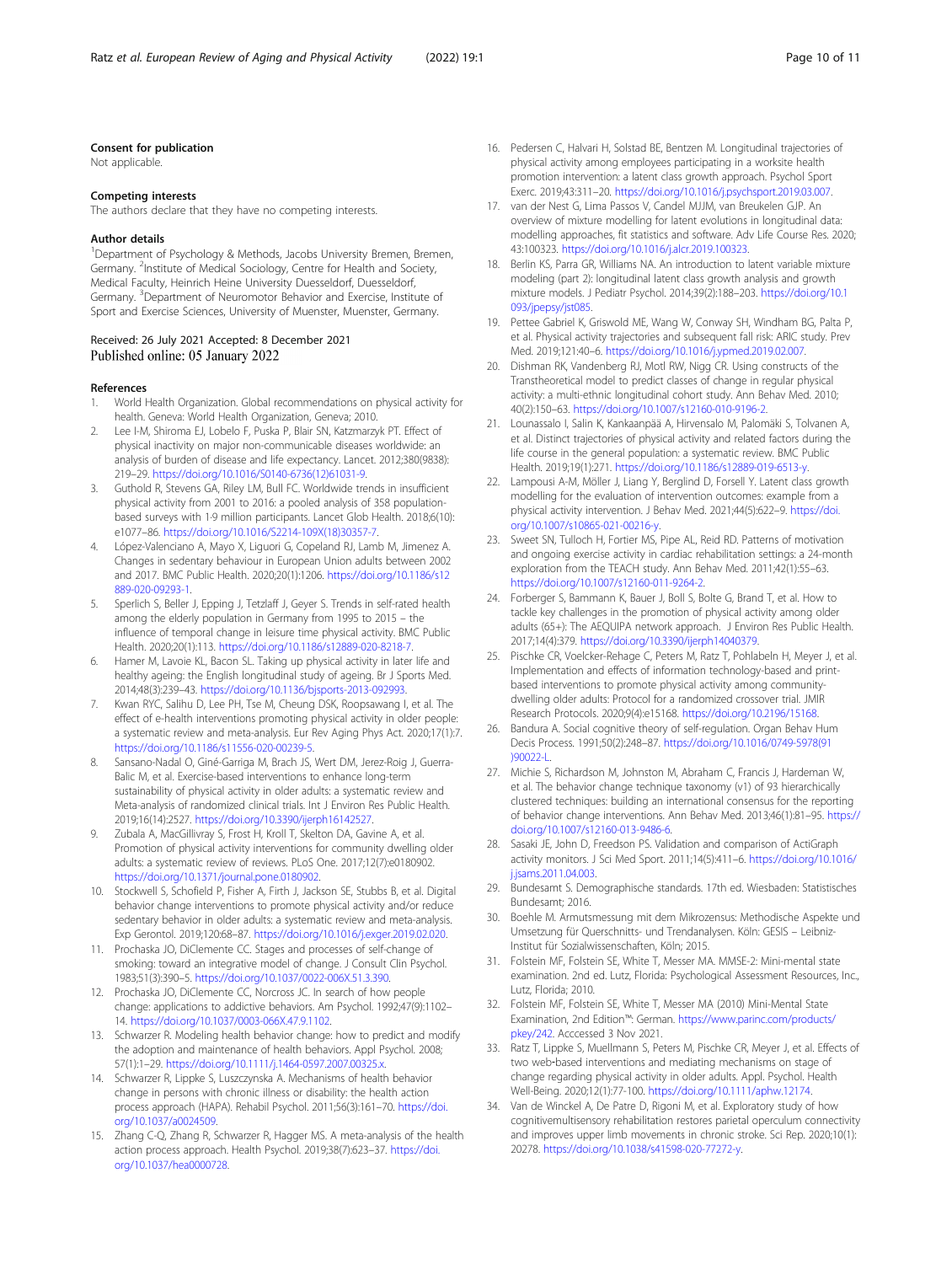### Consent for publication

Not applicable.

### Competing interests

The authors declare that they have no competing interests.

### Author details

[1]Department of Psychology & Methods, Jacobs University Bremen, Bremen, Germany. [2]Institute of Medical Sociology, Centre for Health and Society, Medical Faculty, Heinrich Heine University Duesseldorf, Duesseldorf, Germany. [3]Department of Neuromotor Behavior and Exercise, Institute of Sport and Exercise Sciences, University of Muenster, Muenster, Germany.

Received: 26 July 2021 Accepted: 8 December 2021
Published online: 05 January 2022

### References

1. World Health Organization. Global recommendations on physical activity for health. Geneva: World Health Organization, Geneva; 2010.
2. Lee I-M, Shiroma EJ, Lobelo F, Puska P, Blair SN, Katzmarzyk PT. Effect of physical inactivity on major non-communicable diseases worldwide: an analysis of burden of disease and life expectancy. Lancet. 2012;380(9838): 219–29. https://doi.org/10.1016/S0140-6736(12)61031-9.
3. Guthold R, Stevens GA, Riley LM, Bull FC. Worldwide trends in insufficient physical activity from 2001 to 2016: a pooled analysis of 358 population-based surveys with 1·9 million participants. Lancet Glob Health. 2018;6(10): e1077–86. https://doi.org/10.1016/S2214-109X(18)30357-7.
4. López-Valenciano A, Mayo X, Liguori G, Copeland RJ, Lamb M, Jimenez A. Changes in sedentary behaviour in European Union adults between 2002 and 2017. BMC Public Health. 2020;20(1):1206. https://doi.org/10.1186/s12889-020-09293-1.
5. Sperlich S, Beller J, Epping J, Tetzlaff J, Geyer S. Trends in self-rated health among the elderly population in Germany from 1995 to 2015 – the influence of temporal change in leisure time physical activity. BMC Public Health. 2020;20(1):113. https://doi.org/10.1186/s12889-020-8218-7.
6. Hamer M, Lavoie KL, Bacon SL. Taking up physical activity in later life and healthy ageing: the English longitudinal study of ageing. Br J Sports Med. 2014;48(3):239–43. https://doi.org/10.1136/bjsports-2013-092993.
7. Kwan RYC, Salihu D, Lee PH, Tse M, Cheung DSK, Roopsawang I, et al. The effect of e-health interventions promoting physical activity in older people: a systematic review and meta-analysis. Eur Rev Aging Phys Act. 2020;17(1):7. https://doi.org/10.1186/s11556-020-00239-5.
8. Sansano-Nadal O, Giné-Garriga M, Brach JS, Wert DM, Jerez-Roig J, Guerra-Balic M, et al. Exercise-based interventions to enhance long-term sustainability of physical activity in older adults: a systematic review and Meta-analysis of randomized clinical trials. Int J Environ Res Public Health. 2019;16(14):2527. https://doi.org/10.3390/ijerph16142527.
9. Zubala A, MacGillivray S, Frost H, Kroll T, Skelton DA, Gavine A, et al. Promotion of physical activity interventions for community dwelling older adults: a systematic review of reviews. PLoS One. 2017;12(7):e0180902. https://doi.org/10.1371/journal.pone.0180902.
10. Stockwell S, Schofield P, Fisher A, Firth J, Jackson SE, Stubbs B, et al. Digital behavior change interventions to promote physical activity and/or reduce sedentary behavior in older adults: a systematic review and meta-analysis. Exp Gerontol. 2019;120:68–87. https://doi.org/10.1016/j.exger.2019.02.020.
11. Prochaska JO, DiClemente CC. Stages and processes of self-change of smoking: toward an integrative model of change. J Consult Clin Psychol. 1983;51(3):390–5. https://doi.org/10.1037/0022-006X.51.3.390.
12. Prochaska JO, DiClemente CC, Norcross JC. In search of how people change: applications to addictive behaviors. Am Psychol. 1992;47(9):1102–14. https://doi.org/10.1037/0003-066X.47.9.1102.
13. Schwarzer R. Modeling health behavior change: how to predict and modify the adoption and maintenance of health behaviors. Appl Psychol. 2008; 57(1):1–29. https://doi.org/10.1111/j.1464-0597.2007.00325.x.
14. Schwarzer R, Lippke S, Luszczynska A. Mechanisms of health behavior change in persons with chronic illness or disability: the health action process approach (HAPA). Rehabil Psychol. 2011;56(3):161–70. https://doi.org/10.1037/a0024509.
15. Zhang C-Q, Zhang R, Schwarzer R, Hagger MS. A meta-analysis of the health action process approach. Health Psychol. 2019;38(7):623–37. https://doi.org/10.1037/hea0000728.
16. Pedersen C, Halvari H, Solstad BE, Bentzen M. Longitudinal trajectories of physical activity among employees participating in a worksite health promotion intervention: a latent class growth approach. Psychol Sport Exerc. 2019;43:311–20. https://doi.org/10.1016/j.psychsport.2019.03.007.
17. van der Nest G, Lima Passos V, Candel MJJM, van Breukelen GJP. An overview of mixture modelling for latent evolutions in longitudinal data: modelling approaches, fit statistics and software. Adv Life Course Res. 2020; 43:100323. https://doi.org/10.1016/j.alcr.2019.100323.
18. Berlin KS, Parra GR, Williams NA. An introduction to latent variable mixture modeling (part 2): longitudinal latent class growth analysis and growth mixture models. J Pediatr Psychol. 2014;39(2):188–203. https://doi.org/10.1093/jpepsy/jst085.
19. Pettee Gabriel K, Griswold ME, Wang W, Conway SH, Windham BG, Palta P, et al. Physical activity trajectories and subsequent fall risk: ARIC study. Prev Med. 2019;121:40–6. https://doi.org/10.1016/j.ypmed.2019.02.007.
20. Dishman RK, Vandenberg RJ, Motl RW, Nigg CR. Using constructs of the Transtheoretical model to predict classes of change in regular physical activity: a multi-ethnic longitudinal cohort study. Ann Behav Med. 2010; 40(2):150–63. https://doi.org/10.1007/s12160-010-9196-2.
21. Lounassalo I, Salin K, Kankaanpää A, Hirvensalo M, Palomäki S, Tolvanen A, et al. Distinct trajectories of physical activity and related factors during the life course in the general population: a systematic review. BMC Public Health. 2019;19(1):271. https://doi.org/10.1186/s12889-019-6513-y.
22. Lampousi A-M, Möller J, Liang Y, Berglind D, Forsell Y. Latent class growth modelling for the evaluation of intervention outcomes: example from a physical activity intervention. J Behav Med. 2021;44(5):622–9. https://doi.org/10.1007/s10865-021-00216-y.
23. Sweet SN, Tulloch H, Fortier MS, Pipe AL, Reid RD. Patterns of motivation and ongoing exercise activity in cardiac rehabilitation settings: a 24-month exploration from the TEACH study. Ann Behav Med. 2011;42(1):55–63. https://doi.org/10.1007/s12160-011-9264-2.
24. Forberger S, Bammann K, Bauer J, Boll S, Bolte G, Brand T, et al. How to tackle key challenges in the promotion of physical activity among older adults (65+): The AEQUIPA network approach. J Environ Res Public Health. 2017;14(4):379. https://doi.org/10.3390/ijerph14040379.
25. Pischke CR, Voelcker-Rehage C, Peters M, Ratz T, Pohlabeln H, Meyer J, et al. Implementation and effects of information technology-based and print-based interventions to promote physical activity among community-dwelling older adults: Protocol for a randomized crossover trial. JMIR Research Protocols. 2020;9(4):e15168. https://doi.org/10.2196/15168.
26. Bandura A. Social cognitive theory of self-regulation. Organ Behav Hum Decis Process. 1991;50(2):248–87. https://doi.org/10.1016/0749-5978(91)90022-L.
27. Michie S, Richardson M, Johnston M, Abraham C, Francis J, Hardeman W, et al. The behavior change technique taxonomy (v1) of 93 hierarchically clustered techniques: building an international consensus for the reporting of behavior change interventions. Ann Behav Med. 2013;46(1):81–95. https://doi.org/10.1007/s12160-013-9486-6.
28. Sasaki JE, John D, Freedson PS. Validation and comparison of ActiGraph activity monitors. J Sci Med Sport. 2011;14(5):411–6. https://doi.org/10.1016/j.jsams.2011.04.003.
29. Bundesamt S. Demographische standards. 17th ed. Wiesbaden: Statistisches Bundesamt; 2016.
30. Boehle M. Armutsmessung mit dem Mikrozensus: Methodische Aspekte und Umsetzung für Querschnitts- und Trendanalysen. Köln: GESIS – Leibniz-Institut für Sozialwissenschaften, Köln; 2015.
31. Folstein MF, Folstein SE, White T, Messer MA. MMSE-2: Mini-mental state examination. 2nd ed. Lutz, Florida: Psychological Assessment Resources, Inc., Lutz, Florida; 2010.
32. Folstein MF, Folstein SE, White T, Messer MA (2010) Mini-Mental State Examination, 2nd Edition™: German. https://www.parinc.com/products/pkey/242. Acccessed 3 Nov 2021.
33. Ratz T, Lippke S, Muellmann S, Peters M, Pischke CR, Meyer J, et al. Effects of two web-based interventions and mediating mechanisms on stage of change regarding physical activity in older adults. Appl. Psychol. Health Well-Being. 2020;12(1):77-100. https://doi.org/10.1111/aphw.12174.
34. Van de Winckel A, De Patre D, Rigoni M, et al. Exploratory study of how cognitivemultisensory rehabilitation restores parietal operculum connectivity and improves upper limb movements in chronic stroke. Sci Rep. 2020;10(1): 20278. https://doi.org/10.1038/s41598-020-77272-y.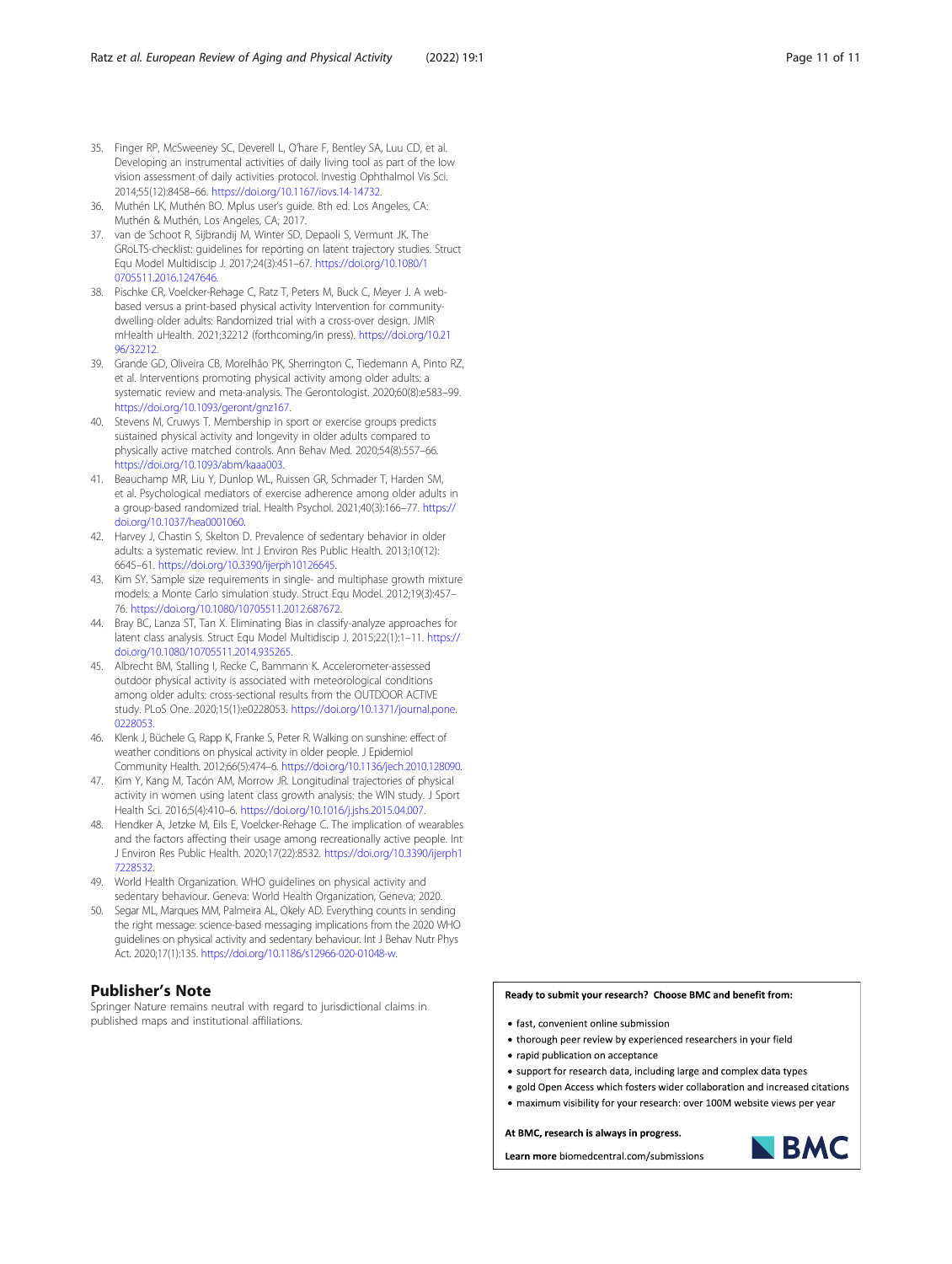35. Finger RP, McSweeney SC, Deverell L, O'hare F, Bentley SA, Luu CD, et al. Developing an instrumental activities of daily living tool as part of the low vision assessment of daily activities protocol. Investig Ophthalmol Vis Sci. 2014;55(12):8458–66. https://doi.org/10.1167/iovs.14-14732.
36. Muthén LK, Muthén BO. Mplus user's guide. 8th ed. Los Angeles, CA: Muthén & Muthén, Los Angeles, CA; 2017.
37. van de Schoot R, Sijbrandij M, Winter SD, Depaoli S, Vermunt JK. The GRoLTS-checklist: guidelines for reporting on latent trajectory studies. Struct Equ Model Multidiscip J. 2017;24(3):451–67. https://doi.org/10.1080/10705511.2016.1247646.
38. Pischke CR, Voelcker-Rehage C, Ratz T, Peters M, Buck C, Meyer J. A web-based versus a print-based physical activity Intervention for community-dwelling older adults: Randomized trial with a cross-over design. JMIR mHealth uHealth. 2021;32212 (forthcoming/in press). https://doi.org/10.2196/32212.
39. Grande GD, Oliveira CB, Morelhão PK, Sherrington C, Tiedemann A, Pinto RZ, et al. Interventions promoting physical activity among older adults: a systematic review and meta-analysis. The Gerontologist. 2020;60(8):e583–99. https://doi.org/10.1093/geront/gnz167.
40. Stevens M, Cruwys T. Membership in sport or exercise groups predicts sustained physical activity and longevity in older adults compared to physically active matched controls. Ann Behav Med. 2020;54(8):557–66. https://doi.org/10.1093/abm/kaaa003.
41. Beauchamp MR, Liu Y, Dunlop WL, Ruissen GR, Schmader T, Harden SM, et al. Psychological mediators of exercise adherence among older adults in a group-based randomized trial. Health Psychol. 2021;40(3):166–77. https://doi.org/10.1037/hea0001060.
42. Harvey J, Chastin S, Skelton D. Prevalence of sedentary behavior in older adults: a systematic review. Int J Environ Res Public Health. 2013;10(12):6645–61. https://doi.org/10.3390/ijerph10126645.
43. Kim SY. Sample size requirements in single- and multiphase growth mixture models: a Monte Carlo simulation study. Struct Equ Model. 2012;19(3):457–76. https://doi.org/10.1080/10705511.2012.687672.
44. Bray BC, Lanza ST, Tan X. Eliminating Bias in classify-analyze approaches for latent class analysis. Struct Equ Model Multidiscip J. 2015;22(1):1–11. https://doi.org/10.1080/10705511.2014.935265.
45. Albrecht BM, Stalling I, Recke C, Bammann K. Accelerometer-assessed outdoor physical activity is associated with meteorological conditions among older adults: cross-sectional results from the OUTDOOR ACTIVE study. PLoS One. 2020;15(1):e0228053. https://doi.org/10.1371/journal.pone.0228053.
46. Klenk J, Büchele G, Rapp K, Franke S, Peter R. Walking on sunshine: effect of weather conditions on physical activity in older people. J Epidemiol Community Health. 2012;66(5):474–6. https://doi.org/10.1136/jech.2010.128090.
47. Kim Y, Kang M, Tacón AM, Morrow JR. Longitudinal trajectories of physical activity in women using latent class growth analysis: the WIN study. J Sport Health Sci. 2016;5(4):410–6. https://doi.org/10.1016/j.jshs.2015.04.007.
48. Hendker A, Jetzke M, Eils E, Voelcker-Rehage C. The implication of wearables and the factors affecting their usage among recreationally active people. Int J Environ Res Public Health. 2020;17(22):8532. https://doi.org/10.3390/ijerph17228532.
49. World Health Organization. WHO guidelines on physical activity and sedentary behaviour. Geneva: World Health Organization, Geneva; 2020.
50. Segar ML, Marques MM, Palmeira AL, Okely AD. Everything counts in sending the right message: science-based messaging implications from the 2020 WHO guidelines on physical activity and sedentary behaviour. Int J Behav Nutr Phys Act. 2020;17(1):135. https://doi.org/10.1186/s12966-020-01048-w.

## Publisher's Note

Springer Nature remains neutral with regard to jurisdictional claims in published maps and institutional affiliations.

**Ready to submit your research? Choose BMC and benefit from:**

- fast, convenient online submission
- thorough peer review by experienced researchers in your field
- rapid publication on acceptance
- support for research data, including large and complex data types
- gold Open Access which fosters wider collaboration and increased citations
- maximum visibility for your research: over 100M website views per year

**At BMC, research is always in progress.**

**Learn more** biomedcentral.com/submissions

BMC